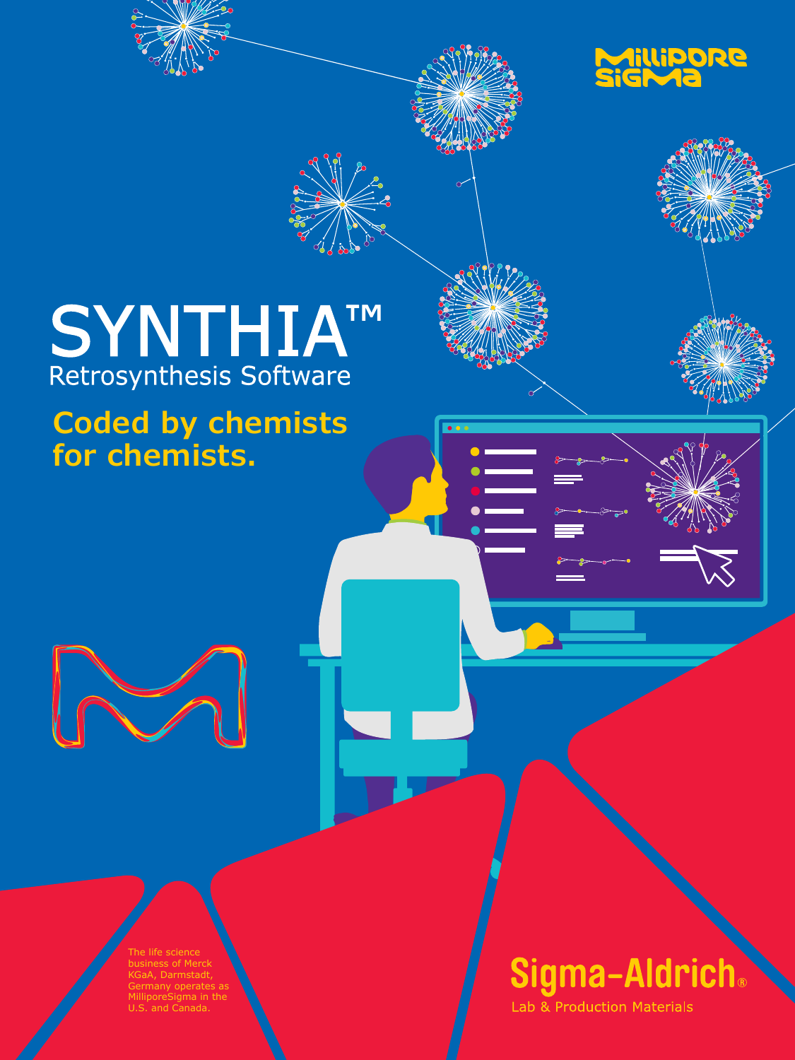# SYNTHIA™

Retrosynthesis Software

## Coded by chemists for chemists.

MilliporeSigma

The life science business of Merck KGaA, Darmstadt, Germany operates as MilliporeSigma in the U.S. and Canada.

Sigma-Aldrich®

Lab & Production Materials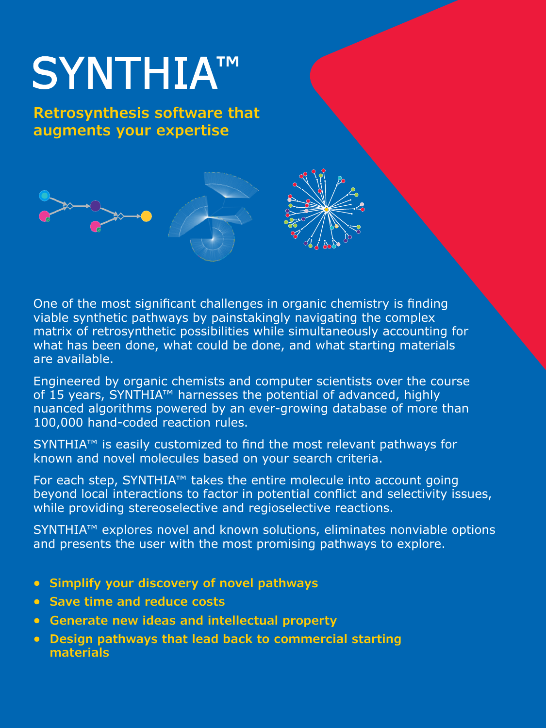# SYNTHIA™

**Retrosynthesis software that augments your expertise**

One of the most significant challenges in organic chemistry is finding viable synthetic pathways by painstakingly navigating the complex matrix of retrosynthetic possibilities while simultaneously accounting for what has been done, what could be done, and what starting materials are available.

Engineered by organic chemists and computer scientists over the course of 15 years, SYNTHIA™ harnesses the potential of advanced, highly nuanced algorithms powered by an ever-growing database of more than 100,000 hand-coded reaction rules.

SYNTHIA™ is easily customized to find the most relevant pathways for known and novel molecules based on your search criteria.

For each step, SYNTHIA™ takes the entire molecule into account going beyond local interactions to factor in potential conflict and selectivity issues, while providing stereoselective and regioselective reactions.

SYNTHIA™ explores novel and known solutions, eliminates nonviable options and presents the user with the most promising pathways to explore.

- **Simplify your discovery of novel pathways**
- **Save time and reduce costs**
- **Generate new ideas and intellectual property**
- **Design pathways that lead back to commercial starting materials**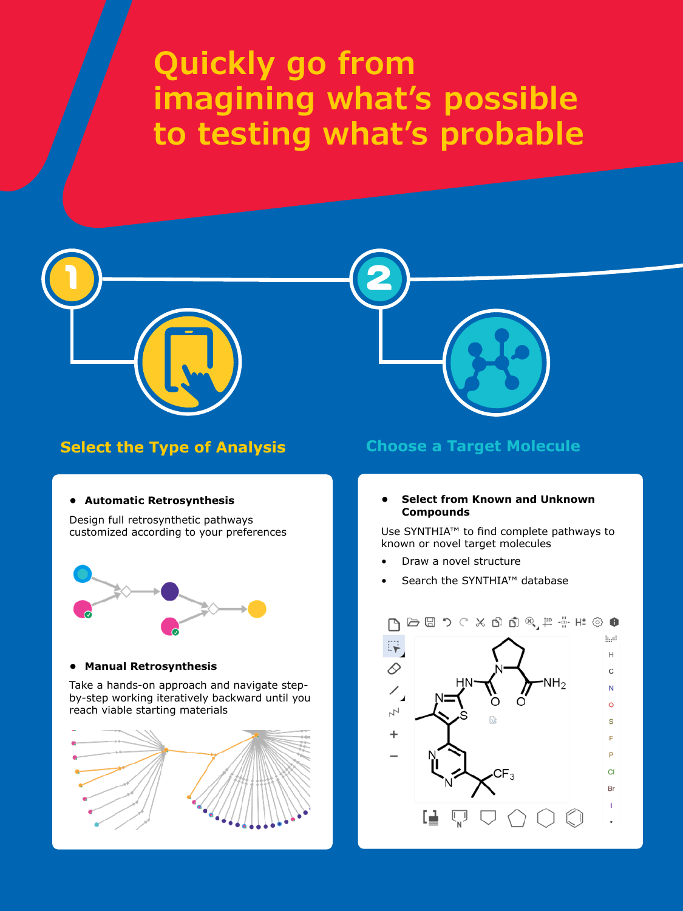# Quickly go from imagining what's possible to testing what's probable

## 1 Select the Type of Analysis

- **Automatic Retrosynthesis**

Design full retrosynthetic pathways customized according to your preferences

- **Manual Retrosynthesis**

Take a hands-on approach and navigate step-by-step working iteratively backward until you reach viable starting materials

## 2 Choose a Target Molecule

- **Select from Known and Unknown Compounds**

Use SYNTHIA™ to find complete pathways to known or novel target molecules

- Draw a novel structure
- Search the SYNTHIA™ database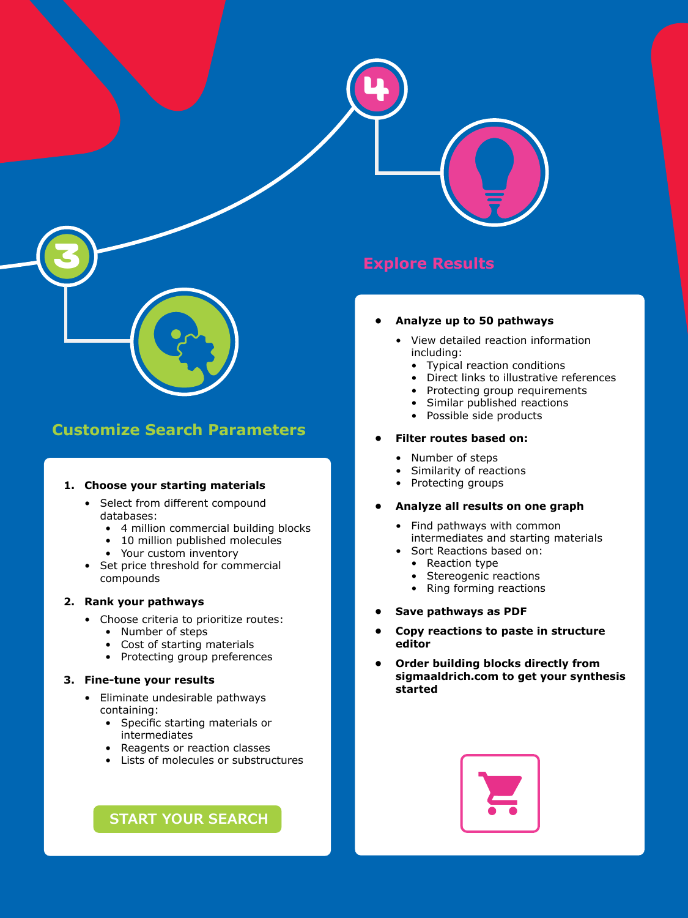## Customize Search Parameters

1. **Choose your starting materials**
   - Select from different compound databases:
     - 4 million commercial building blocks
     - 10 million published molecules
     - Your custom inventory
   - Set price threshold for commercial compounds

2. **Rank your pathways**
   - Choose criteria to prioritize routes:
     - Number of steps
     - Cost of starting materials
     - Protecting group preferences

3. **Fine-tune your results**
   - Eliminate undesirable pathways containing:
     - Specific starting materials or intermediates
     - Reagents or reaction classes
     - Lists of molecules or substructures

START YOUR SEARCH

## Explore Results

- **Analyze up to 50 pathways**
  - View detailed reaction information including:
    - Typical reaction conditions
    - Direct links to illustrative references
    - Protecting group requirements
    - Similar published reactions
    - Possible side products

- **Filter routes based on:**
  - Number of steps
  - Similarity of reactions
  - Protecting groups

- **Analyze all results on one graph**
  - Find pathways with common intermediates and starting materials
  - Sort Reactions based on:
    - Reaction type
    - Stereogenic reactions
    - Ring forming reactions

- **Save pathways as PDF**

- **Copy reactions to paste in structure editor**

- **Order building blocks directly from sigmaaldrich.com to get your synthesis started**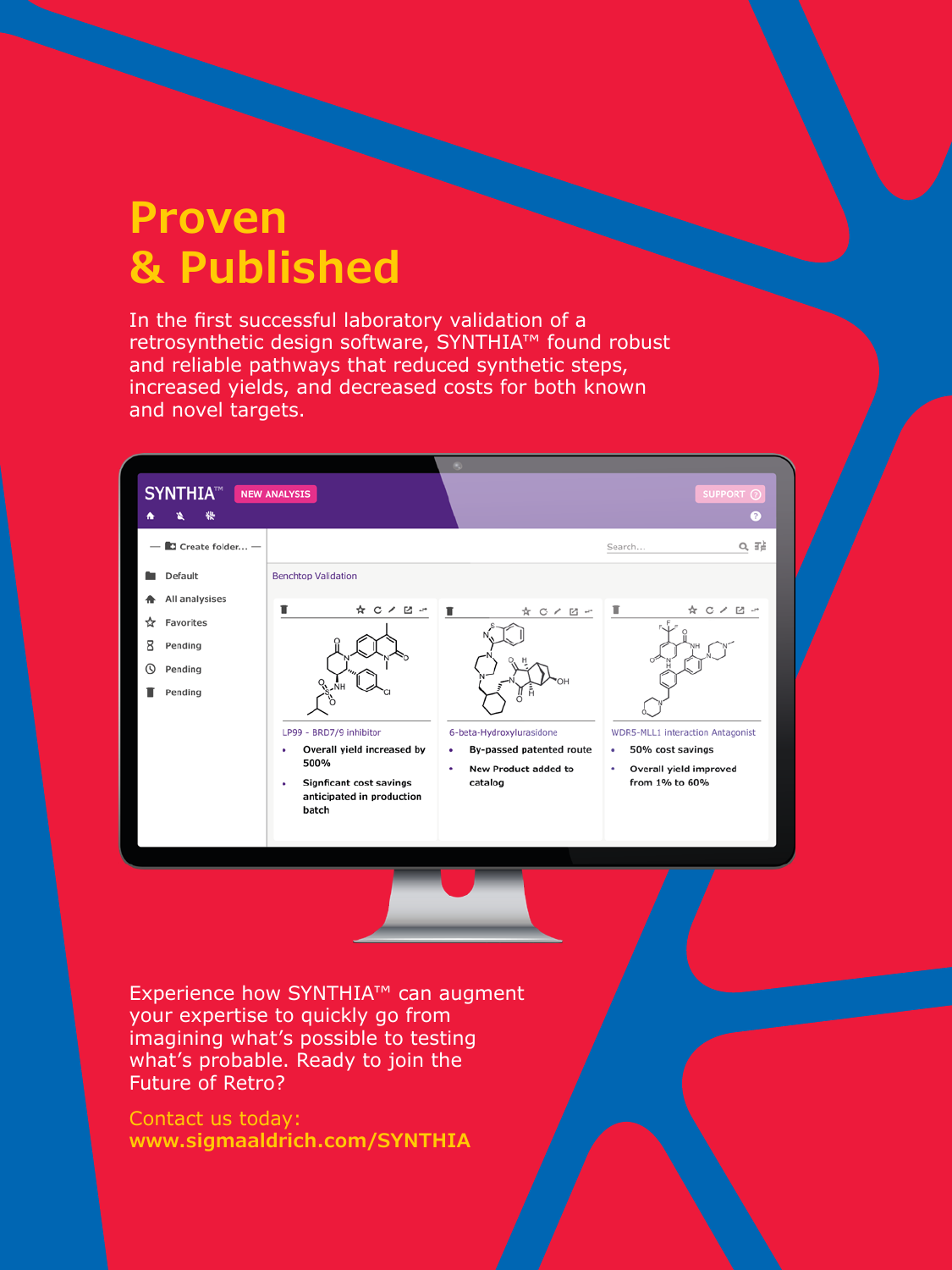# Proven & Published

In the first successful laboratory validation of a retrosynthetic design software, SYNTHIA™ found robust and reliable pathways that reduced synthetic steps, increased yields, and decreased costs for both known and novel targets.

SYNTHIA™ NEW ANALYSIS SUPPORT

Create folder...

- Default
- All analysises
- Favorites
- Pending
- Pending
- Pending

Search...

Benchtop Validation

**LP99 - BRD7/9 inhibitor**

- Overall yield increased by 500%
- Signficant cost savings anticipated in production batch

**6-beta-Hydroxylurasidone**

- By-passed patented route
- New Product added to catalog

**WDR5-MLL1 interaction Antagonist**

- 50% cost savings
- Overall yield improved from 1% to 60%

Experience how SYNTHIA™ can augment your expertise to quickly go from imagining what's possible to testing what's probable. Ready to join the Future of Retro?

Contact us today:
**www.sigmaaldrich.com/SYNTHIA**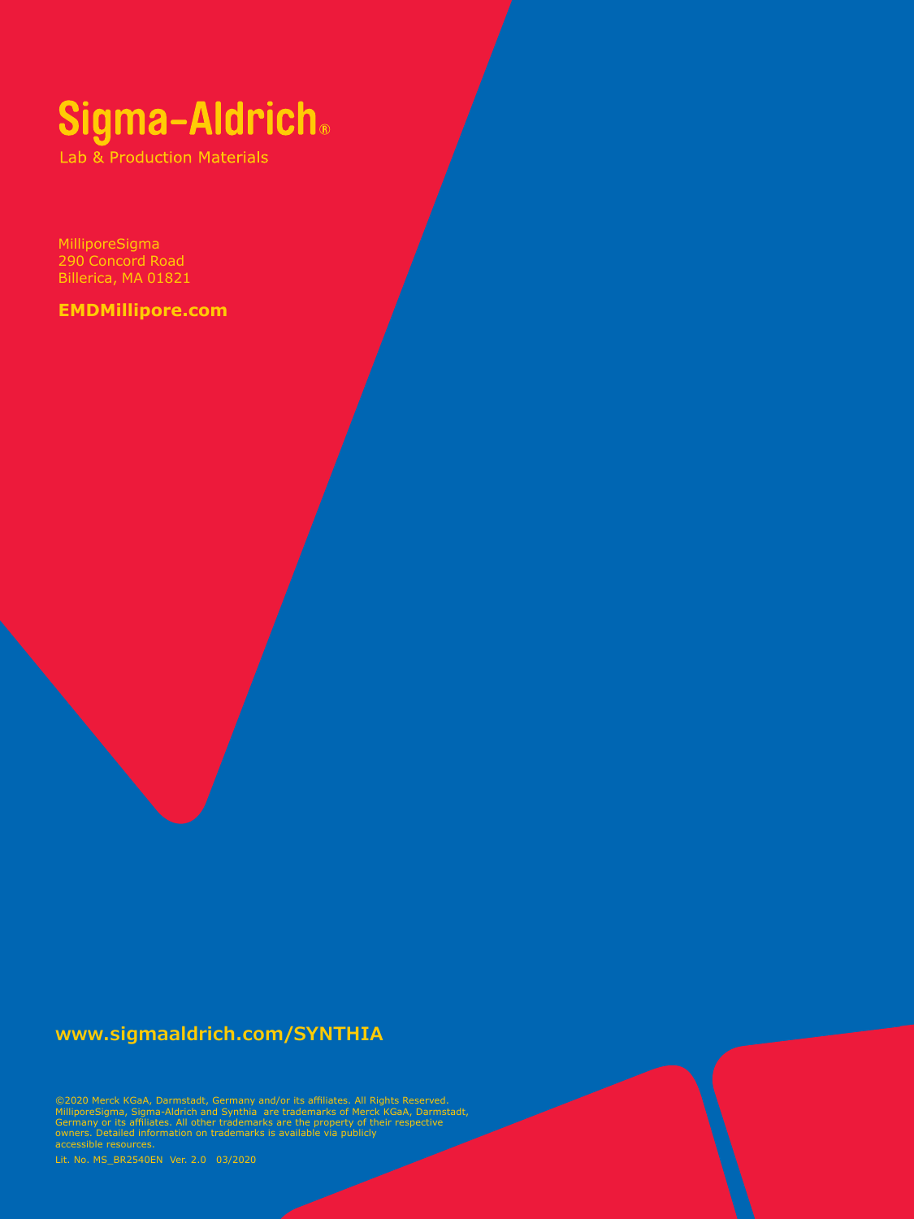# Sigma-Aldrich®

Lab & Production Materials

MilliporeSigma
290 Concord Road
Billerica, MA 01821

**EMDMillipore.com**

**www.sigmaaldrich.com/SYNTHIA**

©2020 Merck KGaA, Darmstadt, Germany and/or its affiliates. All Rights Reserved. MilliporeSigma, Sigma-Aldrich and Synthia are trademarks of Merck KGaA, Darmstadt, Germany or its affiliates. All other trademarks are the property of their respective owners. Detailed information on trademarks is available via publicly accessible resources.

Lit. No. MS_BR2540EN Ver. 2.0 03/2020